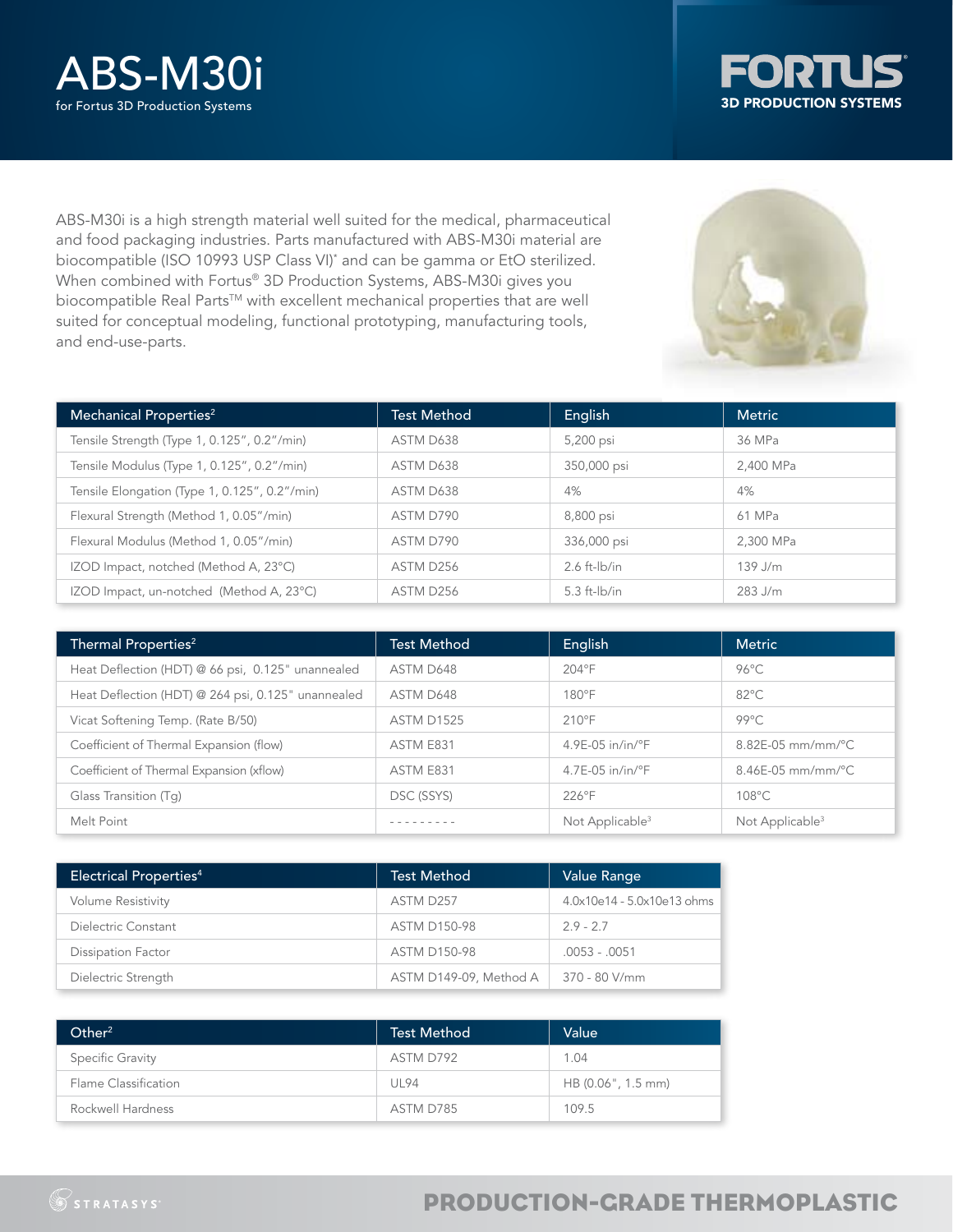# ABS-M30i

for Fortus 3D Production Systems

FORTUS 3D PRODUCTION SYSTEMS

ABS-M30i is a high strength material well suited for the medical, pharmaceutical and food packaging industries. Parts manufactured with ABS-M30i material are biocompatible (ISO 10993 USP Class VI)* and can be gamma or EtO sterilized. When combined with Fortus® 3D Production Systems, ABS-M30i gives you biocompatible Real Parts™ with excellent mechanical properties that are well suited for conceptual modeling, functional prototyping, manufacturing tools, and end-use-parts.

| Mechanical Properties[2] | Test Method | English | Metric |
|---|---|---|---|
| Tensile Strength (Type 1, 0.125", 0.2"/min) | ASTM D638 | 5,200 psi | 36 MPa |
| Tensile Modulus (Type 1, 0.125", 0.2"/min) | ASTM D638 | 350,000 psi | 2,400 MPa |
| Tensile Elongation (Type 1, 0.125", 0.2"/min) | ASTM D638 | 4% | 4% |
| Flexural Strength (Method 1, 0.05"/min) | ASTM D790 | 8,800 psi | 61 MPa |
| Flexural Modulus (Method 1, 0.05"/min) | ASTM D790 | 336,000 psi | 2,300 MPa |
| IZOD Impact, notched (Method A, 23°C) | ASTM D256 | 2.6 ft-lb/in | 139 J/m |
| IZOD Impact, un-notched (Method A, 23°C) | ASTM D256 | 5.3 ft-lb/in | 283 J/m |

| Thermal Properties[2] | Test Method | English | Metric |
|---|---|---|---|
| Heat Deflection (HDT) @ 66 psi, 0.125" unannealed | ASTM D648 | 204°F | 96°C |
| Heat Deflection (HDT) @ 264 psi, 0.125" unannealed | ASTM D648 | 180°F | 82°C |
| Vicat Softening Temp. (Rate B/50) | ASTM D1525 | 210°F | 99°C |
| Coefficient of Thermal Expansion (flow) | ASTM E831 | 4.9E-05 in/in/°F | 8.82E-05 mm/mm/°C |
| Coefficient of Thermal Expansion (xflow) | ASTM E831 | 4.7E-05 in/in/°F | 8.46E-05 mm/mm/°C |
| Glass Transition (Tg) | DSC (SSYS) | 226°F | 108°C |
| Melt Point | --------- | Not Applicable[3] | Not Applicable[3] |

| Electrical Properties[4] | Test Method | Value Range |
|---|---|---|
| Volume Resistivity | ASTM D257 | 4.0x10e14 - 5.0x10e13 ohms |
| Dielectric Constant | ASTM D150-98 | 2.9 - 2.7 |
| Dissipation Factor | ASTM D150-98 | .0053 - .0051 |
| Dielectric Strength | ASTM D149-09, Method A | 370 - 80 V/mm |

| Other[2] | Test Method | Value |
|---|---|---|
| Specific Gravity | ASTM D792 | 1.04 |
| Flame Classification | UL94 | HB (0.06", 1.5 mm) |
| Rockwell Hardness | ASTM D785 | 109.5 |

STRATASYS

PRODUCTION-GRADE THERMOPLASTIC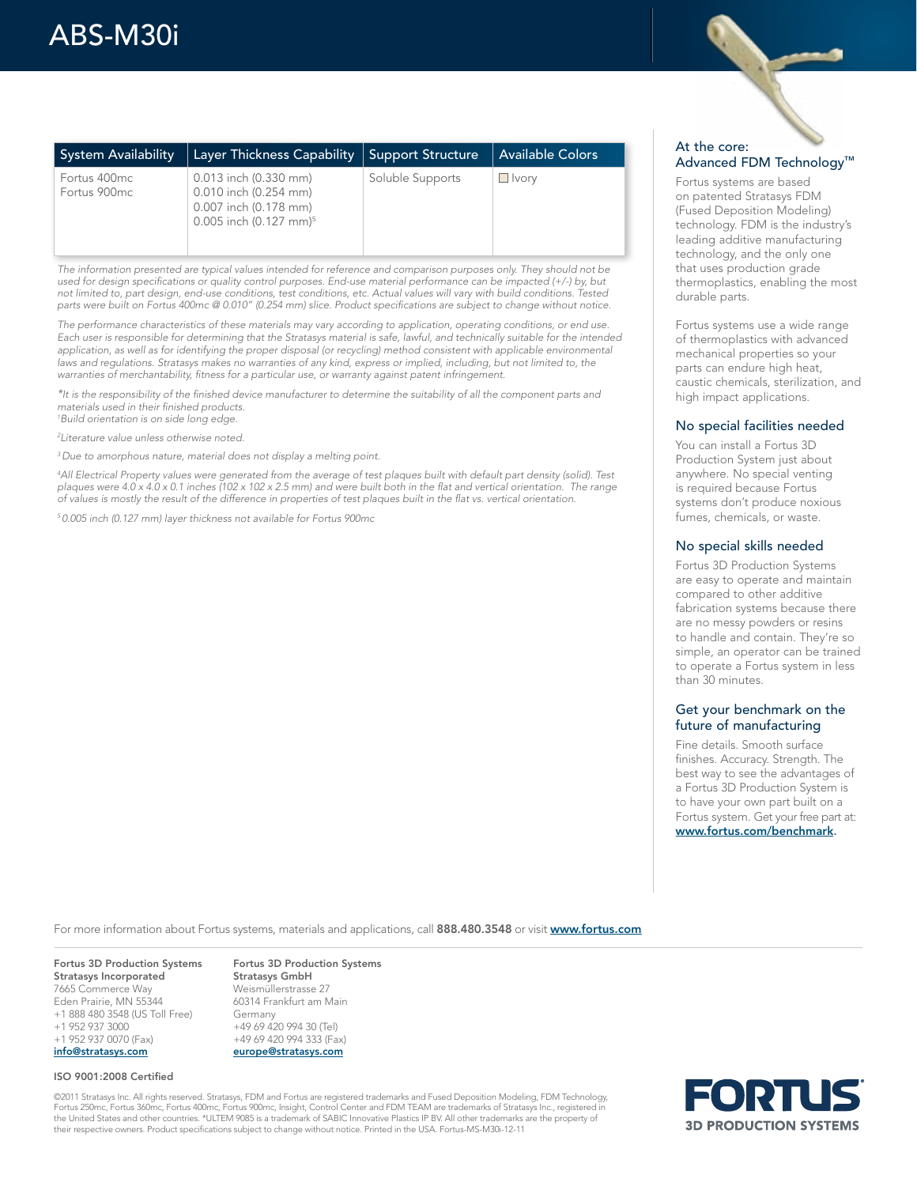# ABS-M30i

| System Availability | Layer Thickness Capability | Support Structure | Available Colors |
| --- | --- | --- | --- |
| Fortus 400mc<br>Fortus 900mc | 0.013 inch (0.330 mm)<br>0.010 inch (0.254 mm)<br>0.007 inch (0.178 mm)<br>0.005 inch (0.127 mm)[5] | Soluble Supports | ☐ Ivory |

*The information presented are typical values intended for reference and comparison purposes only. They should not be used for design specifications or quality control purposes. End-use material performance can be impacted (+/-) by, but not limited to, part design, end-use conditions, test conditions, etc. Actual values will vary with build conditions. Tested parts were built on Fortus 400mc @ 0.010" (0.254 mm) slice. Product specifications are subject to change without notice.*

*The performance characteristics of these materials may vary according to application, operating conditions, or end use. Each user is responsible for determining that the Stratasys material is safe, lawful, and technically suitable for the intended application, as well as for identifying the proper disposal (or recycling) method consistent with applicable environmental laws and regulations. Stratasys makes no warranties of any kind, express or implied, including, but not limited to, the warranties of merchantability, fitness for a particular use, or warranty against patent infringement.*

**It is the responsibility of the finished device manufacturer to determine the suitability of all the component parts and materials used in their finished products.*
[1]*Build orientation is on side long edge.*

[2]*Literature value unless otherwise noted.*

[3]*Due to amorphous nature, material does not display a melting point.*

[4]*All Electrical Property values were generated from the average of test plaques built with default part density (solid). Test plaques were 4.0 x 4.0 x 0.1 inches (102 x 102 x 2.5 mm) and were built both in the flat and vertical orientation. The range of values is mostly the result of the difference in properties of test plaques built in the flat vs. vertical orientation.*

[5]*0.005 inch (0.127 mm) layer thickness not available for Fortus 900mc*

## At the core: Advanced FDM Technology™

Fortus systems are based on patented Stratasys FDM (Fused Deposition Modeling) technology. FDM is the industry's leading additive manufacturing technology, and the only one that uses production grade thermoplastics, enabling the most durable parts.

Fortus systems use a wide range of thermoplastics with advanced mechanical properties so your parts can endure high heat, caustic chemicals, sterilization, and high impact applications.

## No special facilities needed

You can install a Fortus 3D Production System just about anywhere. No special venting is required because Fortus systems don't produce noxious fumes, chemicals, or waste.

## No special skills needed

Fortus 3D Production Systems are easy to operate and maintain compared to other additive fabrication systems because there are no messy powders or resins to handle and contain. They're so simple, an operator can be trained to operate a Fortus system in less than 30 minutes.

## Get your benchmark on the future of manufacturing

Fine details. Smooth surface finishes. Accuracy. Strength. The best way to see the advantages of a Fortus 3D Production System is to have your own part built on a Fortus system. Get your free part at: **www.fortus.com/benchmark.**

For more information about Fortus systems, materials and applications, call **888.480.3548** or visit **www.fortus.com**

**Fortus 3D Production Systems**
**Stratasys Incorporated**
7665 Commerce Way
Eden Prairie, MN 55344
+1 888 480 3548 (US Toll Free)
+1 952 937 3000
+1 952 937 0070 (Fax)
**info@stratasys.com**

**Fortus 3D Production Systems**
**Stratasys GmbH**
Weismüllerstrasse 27
60314 Frankfurt am Main
Germany
+49 69 420 994 30 (Tel)
+49 69 420 994 333 (Fax)
**europe@stratasys.com**

**ISO 9001:2008 Certified**

©2011 Stratasys Inc. All rights reserved. Stratasys, FDM and Fortus are registered trademarks and Fused Deposition Modeling, FDM Technology, Fortus 250mc, Fortus 360mc, Fortus 400mc, Fortus 900mc, Insight, Control Center and FDM TEAM are trademarks of Stratasys Inc., registered in the United States and other countries. *ULTEM 9085 is a trademark of SABIC Innovative Plastics IP BV. All other trademarks are the property of their respective owners. Product specifications subject to change without notice. Printed in the USA. Fortus-MS-M30i-12-11

**FORTUS**
**3D PRODUCTION SYSTEMS**